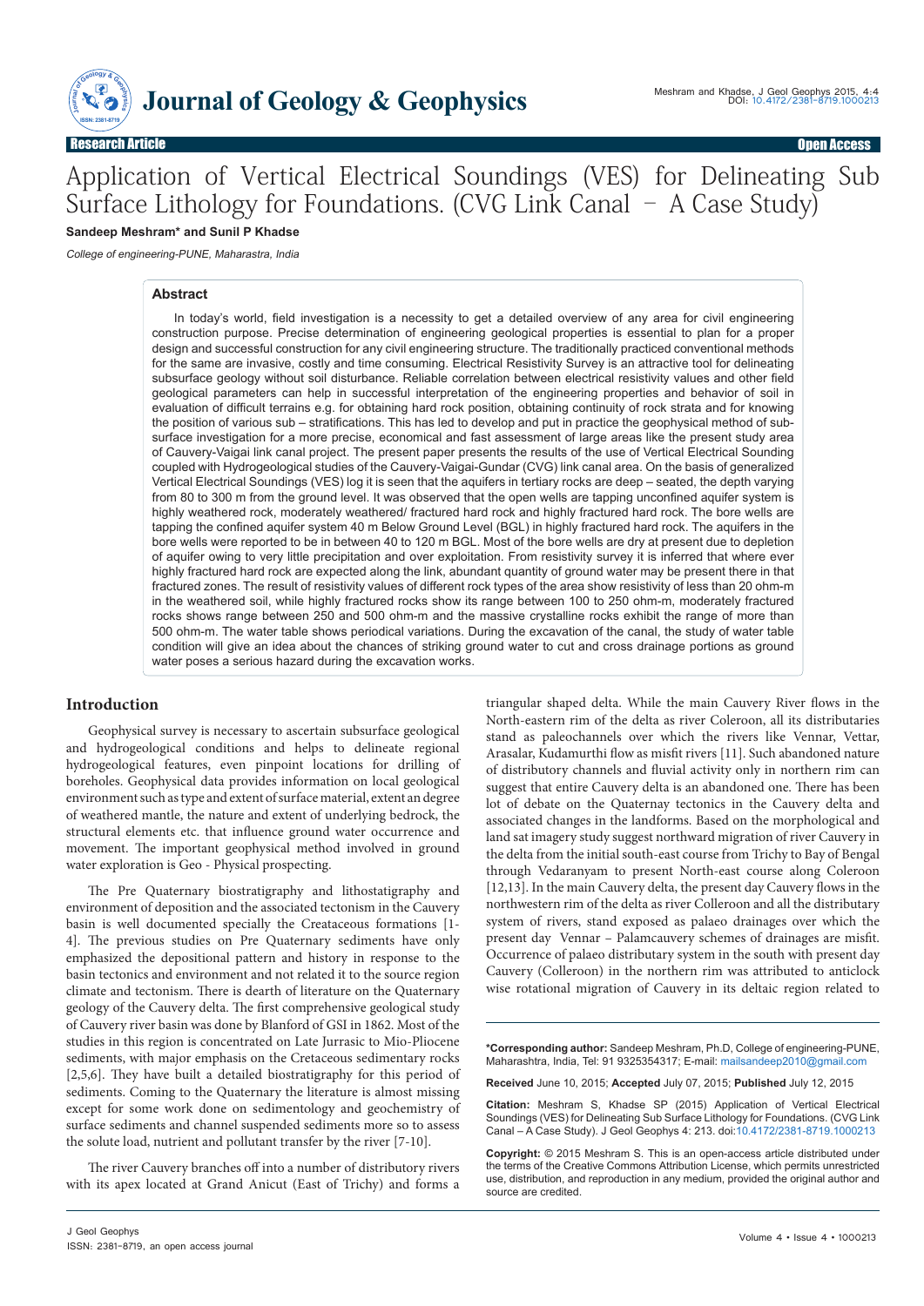Research Article Open Access

# Application of Vertical Electrical Soundings (VES) for Delineating Sub Surface Lithology for Foundations. (CVG Link Canal – A Case Study)

**Sandeep Meshram\* and Sunil P Khadse**

*College of engineering-PUNE, Maharastra, India*

## Abstract

In today's world, field investigation is a necessity to get a detailed overview of any area for civil engineering construction purpose. Precise determination of engineering geological properties is essential to plan for a proper design and successful construction for any civil engineering structure. The traditionally practiced conventional methods for the same are invasive, costly and time consuming. Electrical Resistivity Survey is an attractive tool for delineating subsurface geology without soil disturbance. Reliable correlation between electrical resistivity values and other field geological parameters can help in successful interpretation of the engineering properties and behavior of soil in evaluation of difficult terrains e.g. for obtaining hard rock position, obtaining continuity of rock strata and for knowing the position of various sub – stratifications. This has led to develop and put in practice the geophysical method of sub-surface investigation for a more precise, economical and fast assessment of large areas like the present study area of Cauvery-Vaigai link canal project. The present paper presents the results of the use of Vertical Electrical Sounding coupled with Hydrogeological studies of the Cauvery-Vaigai-Gundar (CVG) link canal area. On the basis of generalized Vertical Electrical Soundings (VES) log it is seen that the aquifers in tertiary rocks are deep – seated, the depth varying from 80 to 300 m from the ground level. It was observed that the open wells are tapping unconfined aquifer system is highly weathered rock, moderately weathered/ fractured hard rock and highly fractured hard rock. The bore wells are tapping the confined aquifer system 40 m Below Ground Level (BGL) in highly fractured hard rock. The aquifers in the bore wells were reported to be in between 40 to 120 m BGL. Most of the bore wells are dry at present due to depletion of aquifer owing to very little precipitation and over exploitation. From resistivity survey it is inferred that where ever highly fractured hard rock are expected along the link, abundant quantity of ground water may be present there in that fractured zones. The result of resistivity values of different rock types of the area show resistivity of less than 20 ohm-m in the weathered soil, while highly fractured rocks show its range between 100 to 250 ohm-m, moderately fractured rocks shows range between 250 and 500 ohm-m and the massive crystalline rocks exhibit the range of more than 500 ohm-m. The water table shows periodical variations. During the excavation of the canal, the study of water table condition will give an idea about the chances of striking ground water to cut and cross drainage portions as ground water poses a serious hazard during the excavation works.

## Introduction

Geophysical survey is necessary to ascertain subsurface geological and hydrogeological conditions and helps to delineate regional hydrogeological features, even pinpoint locations for drilling of boreholes. Geophysical data provides information on local geological environment such as type and extent of surface material, extent an degree of weathered mantle, the nature and extent of underlying bedrock, the structural elements etc. that influence ground water occurrence and movement. The important geophysical method involved in ground water exploration is Geo - Physical prospecting.

The Pre Quaternary biostratigraphy and lithostatigraphy and environment of deposition and the associated tectonism in the Cauvery basin is well documented specially the Createaceous formations [1-4]. The previous studies on Pre Quaternary sediments have only emphasized the depositional pattern and history in response to the basin tectonics and environment and not related it to the source region climate and tectonism. There is dearth of literature on the Quaternary geology of the Cauvery delta. The first comprehensive geological study of Cauvery river basin was done by Blanford of GSI in 1862. Most of the studies in this region is concentrated on Late Jurrasic to Mio-Pliocene sediments, with major emphasis on the Cretaceous sedimentary rocks [2,5,6]. They have built a detailed biostratigraphy for this period of sediments. Coming to the Quaternary the literature is almost missing except for some work done on sedimentology and geochemistry of surface sediments and channel suspended sediments more so to assess the solute load, nutrient and pollutant transfer by the river [7-10].

The river Cauvery branches off into a number of distributory rivers with its apex located at Grand Anicut (East of Trichy) and forms a triangular shaped delta. While the main Cauvery River flows in the North-eastern rim of the delta as river Coleroon, all its distributaries stand as paleochannels over which the rivers like Vennar, Vettar, Arasalar, Kudamurthi flow as misfit rivers [11]. Such abandoned nature of distributory channels and fluvial activity only in northern rim can suggest that entire Cauvery delta is an abandoned one. There has been lot of debate on the Quaternay tectonics in the Cauvery delta and associated changes in the landforms. Based on the morphological and land sat imagery study suggest northward migration of river Cauvery in the delta from the initial south-east course from Trichy to Bay of Bengal through Vedaranyam to present North-east course along Coleroon [12,13]. In the main Cauvery delta, the present day Cauvery flows in the northwestern rim of the delta as river Colleroon and all the distributary system of rivers, stand exposed as palaeo drainages over which the present day Vennar – Palamcauvery schemes of drainages are misfit. Occurrence of palaeo distributary system in the south with present day Cauvery (Colleroon) in the northern rim was attributed to anticlock wise rotational migration of Cauvery in its deltaic region related to

---

**\*Corresponding author:** Sandeep Meshram, Ph.D, College of engineering-PUNE, Maharashtra, India, Tel: 91 9325354317; E-mail: mailsandeep2010@gmail.com

**Received** June 10, 2015; **Accepted** July 07, 2015; **Published** July 12, 2015

**Citation:** Meshram S, Khadse SP (2015) Application of Vertical Electrical Soundings (VES) for Delineating Sub Surface Lithology for Foundations. (CVG Link Canal – A Case Study). J Geol Geophys 4: 213. doi:10.4172/2381-8719.1000213

**Copyright:** © 2015 Meshram S. This is an open-access article distributed under the terms of the Creative Commons Attribution License, which permits unrestricted use, distribution, and reproduction in any medium, provided the original author and source are credited.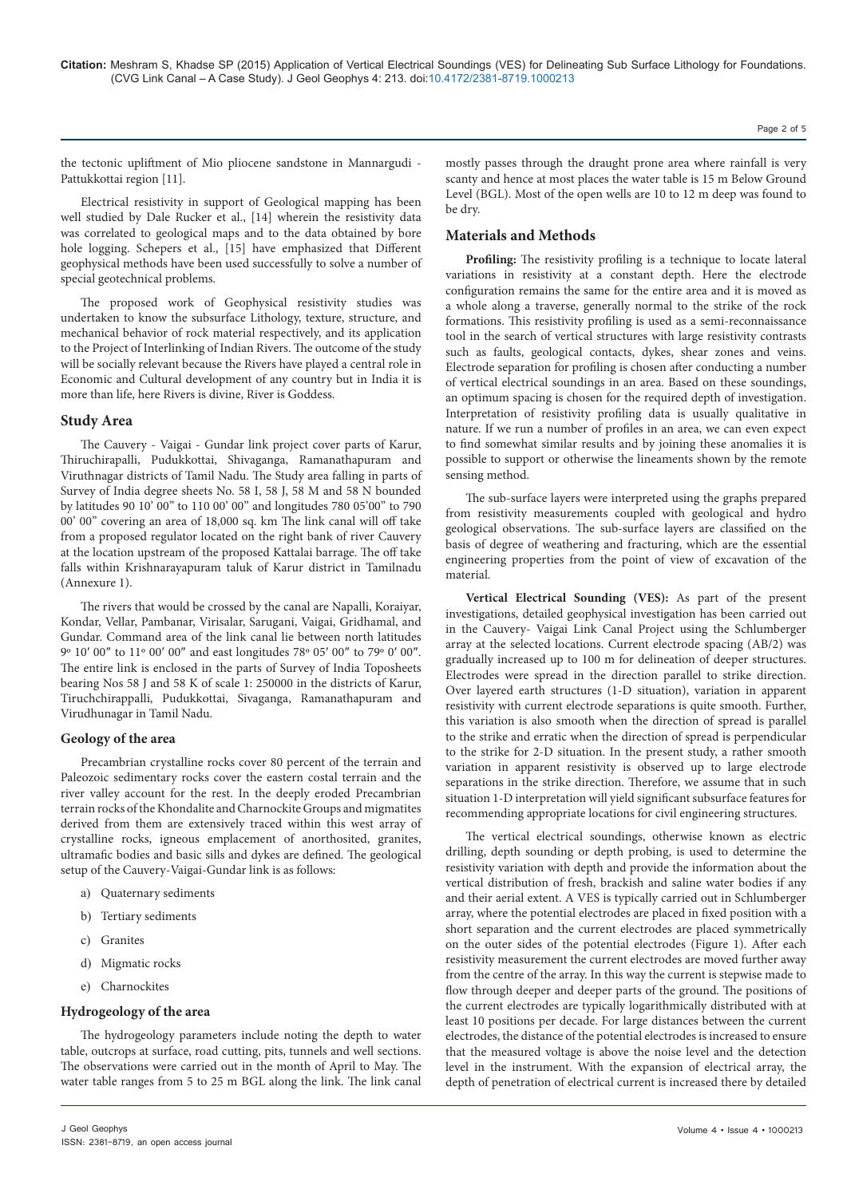the tectonic upliftment of Mio pliocene sandstone in Mannargudi - Pattukkottai region [11].

Electrical resistivity in support of Geological mapping has been well studied by Dale Rucker et al., [14] wherein the resistivity data was correlated to geological maps and to the data obtained by bore hole logging. Schepers et al., [15] have emphasized that Different geophysical methods have been used successfully to solve a number of special geotechnical problems.

The proposed work of Geophysical resistivity studies was undertaken to know the subsurface Lithology, texture, structure, and mechanical behavior of rock material respectively, and its application to the Project of Interlinking of Indian Rivers. The outcome of the study will be socially relevant because the Rivers have played a central role in Economic and Cultural development of any country but in India it is more than life, here Rivers is divine, River is Goddess.

## Study Area

The Cauvery - Vaigai - Gundar link project cover parts of Karur, Thiruchirapalli, Pudukkottai, Shivaganga, Ramanathapuram and Viruthnagar districts of Tamil Nadu. The Study area falling in parts of Survey of India degree sheets No. 58 I, 58 J, 58 M and 58 N bounded by latitudes 90 10' 00" to 110 00' 00" and longitudes 780 05'00" to 790 00' 00" covering an area of 18,000 sq. km The link canal will off take from a proposed regulator located on the right bank of river Cauvery at the location upstream of the proposed Kattalai barrage. The off take falls within Krishnarayapuram taluk of Karur district in Tamilnadu (Annexure 1).

The rivers that would be crossed by the canal are Napalli, Koraiyar, Kondar, Vellar, Pambanar, Virisalar, Sarugani, Vaigai, Gridhamal, and Gundar. Command area of the link canal lie between north latitudes 9º 10′ 00″ to 11º 00′ 00″ and east longitudes 78º 05′ 00″ to 79º 0′ 00″. The entire link is enclosed in the parts of Survey of India Toposheets bearing Nos 58 J and 58 K of scale 1: 250000 in the districts of Karur, Tiruchchirappalli, Pudukkottai, Sivaganga, Ramanathapuram and Virudhunagar in Tamil Nadu.

### Geology of the area

Precambrian crystalline rocks cover 80 percent of the terrain and Paleozoic sedimentary rocks cover the eastern costal terrain and the river valley account for the rest. In the deeply eroded Precambrian terrain rocks of the Khondalite and Charnockite Groups and migmatites derived from them are extensively traced within this west array of crystalline rocks, igneous emplacement of anorthosited, granites, ultramafic bodies and basic sills and dykes are defined. The geological setup of the Cauvery-Vaigai-Gundar link is as follows:

a) Quaternary sediments
b) Tertiary sediments
c) Granites
d) Migmatic rocks
e) Charnockites

### Hydrogeology of the area

The hydrogeology parameters include noting the depth to water table, outcrops at surface, road cutting, pits, tunnels and well sections. The observations were carried out in the month of April to May. The water table ranges from 5 to 25 m BGL along the link. The link canal mostly passes through the draught prone area where rainfall is very scanty and hence at most places the water table is 15 m Below Ground Level (BGL). Most of the open wells are 10 to 12 m deep was found to be dry.

## Materials and Methods

**Profiling:** The resistivity profiling is a technique to locate lateral variations in resistivity at a constant depth. Here the electrode configuration remains the same for the entire area and it is moved as a whole along a traverse, generally normal to the strike of the rock formations. This resistivity profiling is used as a semi-reconnaissance tool in the search of vertical structures with large resistivity contrasts such as faults, geological contacts, dykes, shear zones and veins. Electrode separation for profiling is chosen after conducting a number of vertical electrical soundings in an area. Based on these soundings, an optimum spacing is chosen for the required depth of investigation. Interpretation of resistivity profiling data is usually qualitative in nature. If we run a number of profiles in an area, we can even expect to find somewhat similar results and by joining these anomalies it is possible to support or otherwise the lineaments shown by the remote sensing method.

The sub-surface layers were interpreted using the graphs prepared from resistivity measurements coupled with geological and hydro geological observations. The sub-surface layers are classified on the basis of degree of weathering and fracturing, which are the essential engineering properties from the point of view of excavation of the material.

**Vertical Electrical Sounding (VES):** As part of the present investigations, detailed geophysical investigation has been carried out in the Cauvery- Vaigai Link Canal Project using the Schlumberger array at the selected locations. Current electrode spacing (AB/2) was gradually increased up to 100 m for delineation of deeper structures. Electrodes were spread in the direction parallel to strike direction. Over layered earth structures (1-D situation), variation in apparent resistivity with current electrode separations is quite smooth. Further, this variation is also smooth when the direction of spread is parallel to the strike and erratic when the direction of spread is perpendicular to the strike for 2-D situation. In the present study, a rather smooth variation in apparent resistivity is observed up to large electrode separations in the strike direction. Therefore, we assume that in such situation 1-D interpretation will yield significant subsurface features for recommending appropriate locations for civil engineering structures.

The vertical electrical soundings, otherwise known as electric drilling, depth sounding or depth probing, is used to determine the resistivity variation with depth and provide the information about the vertical distribution of fresh, brackish and saline water bodies if any and their aerial extent. A VES is typically carried out in Schlumberger array, where the potential electrodes are placed in fixed position with a short separation and the current electrodes are placed symmetrically on the outer sides of the potential electrodes (Figure 1). After each resistivity measurement the current electrodes are moved further away from the centre of the array. In this way the current is stepwise made to flow through deeper and deeper parts of the ground. The positions of the current electrodes are typically logarithmically distributed with at least 10 positions per decade. For large distances between the current electrodes, the distance of the potential electrodes is increased to ensure that the measured voltage is above the noise level and the detection level in the instrument. With the expansion of electrical array, the depth of penetration of electrical current is increased there by detailed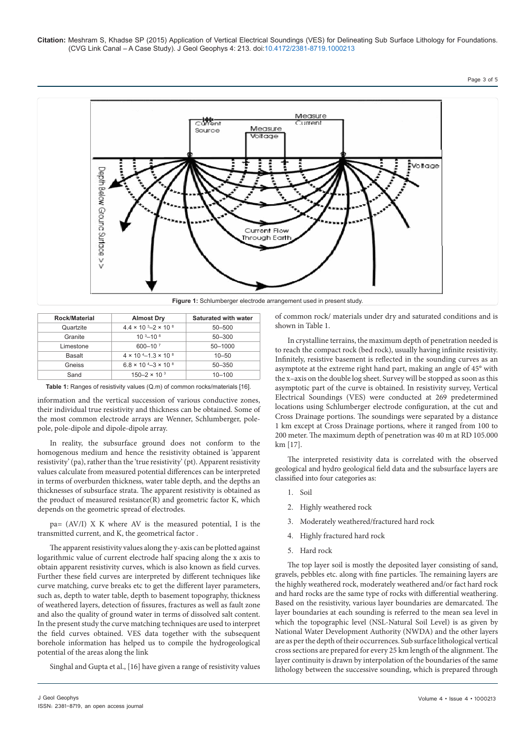Figure 1: Schlumberger electrode arrangement used in present study.

| Rock/Material | Almost Dry | Saturated with water |
|---|---|---|
| Quartzite | $4.4 \times 10^{3}$–$2 \times 10^{8}$ | 50–500 |
| Granite | $10^{3}$–$10^{8}$ | 50–300 |
| Limestone | 600–$10^{7}$ | 50–1000 |
| Basalt | $4 \times 10^{4}$–$1.3 \times 10^{8}$ | 10–50 |
| Gneiss | $6.8 \times 10^{4}$–$3 \times 10^{8}$ | 50–350 |
| Sand | 150–$2 \times 10^{3}$ | 10–100 |

**Table 1:** Ranges of resistivity values (Ω.m) of common rocks/materials [16].

information and the vertical succession of various conductive zones, their individual true resistivity and thickness can be obtained. Some of the most common electrode arrays are Wenner, Schlumberger, pole-pole, pole-dipole and dipole-dipole array.

In reality, the subsurface ground does not conform to the homogenous medium and hence the resistivity obtained is 'apparent resistivity' (pa), rather than the 'true resistivity' (pt). Apparent resistivity values calculate from measured potential differences can be interpreted in terms of overburden thickness, water table depth, and the depths an thicknesses of subsurface strata. The apparent resistivity is obtained as the product of measured resistance(R) and geometric factor K, which depends on the geometric spread of electrodes.

pa= (AV/I) X K where AV is the measured potential, I is the transmitted current, and K, the geometrical factor .

The apparent resistivity values along the y-axis can be plotted against logarithmic value of current electrode half spacing along the x axis to obtain apparent resistivity curves, which is also known as field curves. Further these field curves are interpreted by different techniques like curve matching, curve breaks etc to get the different layer parameters, such as, depth to water table, depth to basement topography, thickness of weathered layers, detection of fissures, fractures as well as fault zone and also the quality of ground water in terms of dissolved salt content. In the present study the curve matching techniques are used to interpret the field curves obtained. VES data together with the subsequent borehole information has helped us to compile the hydrogeological potential of the areas along the link

Singhal and Gupta et al., [16] have given a range of resistivity values of common rock/ materials under dry and saturated conditions and is shown in Table 1.

In crystalline terrains, the maximum depth of penetration needed is to reach the compact rock (bed rock), usually having infinite resistivity. Infinitely, resistive basement is reflected in the sounding curves as an asymptote at the extreme right hand part, making an angle of 45° with the x–axis on the double log sheet. Survey will be stopped as soon as this asymptotic part of the curve is obtained. In resistivity survey, Vertical Electrical Soundings (VES) were conducted at 269 predetermined locations using Schlumberger electrode configuration, at the cut and Cross Drainage portions. The soundings were separated by a distance 1 km except at Cross Drainage portions, where it ranged from 100 to 200 meter. The maximum depth of penetration was 40 m at RD 105.000 km [17].

The interpreted resistivity data is correlated with the observed geological and hydro geological field data and the subsurface layers are classified into four categories as:

1. Soil
2. Highly weathered rock
3. Moderately weathered/fractured hard rock
4. Highly fractured hard rock
5. Hard rock

The top layer soil is mostly the deposited layer consisting of sand, gravels, pebbles etc. along with fine particles. The remaining layers are the highly weathered rock, moderately weathered and/or fact hard rock and hard rocks are the same type of rocks with differential weathering. Based on the resistivity, various layer boundaries are demarcated. The layer boundaries at each sounding is referred to the mean sea level in which the topographic level (NSL-Natural Soil Level) is as given by National Water Development Authority (NWDA) and the other layers are as per the depth of their occurrences. Sub surface lithological vertical cross sections are prepared for every 25 km length of the alignment. The layer continuity is drawn by interpolation of the boundaries of the same lithology between the successive sounding, which is prepared through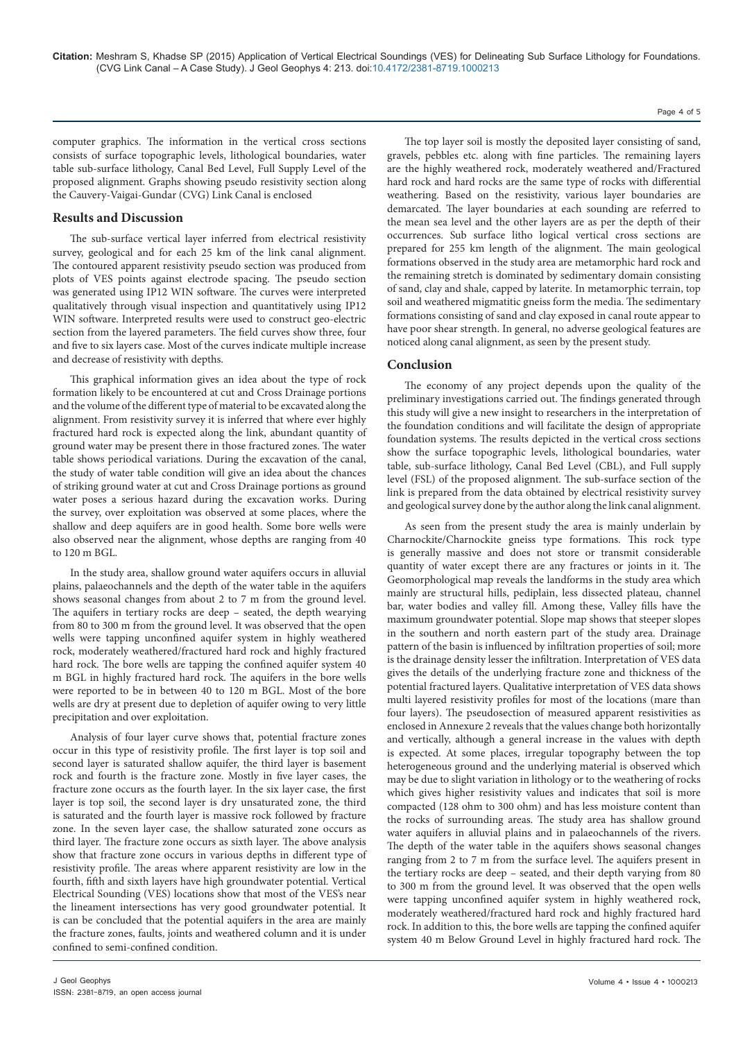computer graphics. The information in the vertical cross sections consists of surface topographic levels, lithological boundaries, water table sub-surface lithology, Canal Bed Level, Full Supply Level of the proposed alignment. Graphs showing pseudo resistivity section along the Cauvery-Vaigai-Gundar (CVG) Link Canal is enclosed

## Results and Discussion

The sub-surface vertical layer inferred from electrical resistivity survey, geological and for each 25 km of the link canal alignment. The contoured apparent resistivity pseudo section was produced from plots of VES points against electrode spacing. The pseudo section was generated using IP12 WIN software. The curves were interpreted qualitatively through visual inspection and quantitatively using IP12 WIN software. Interpreted results were used to construct geo-electric section from the layered parameters. The field curves show three, four and five to six layers case. Most of the curves indicate multiple increase and decrease of resistivity with depths.

This graphical information gives an idea about the type of rock formation likely to be encountered at cut and Cross Drainage portions and the volume of the different type of material to be excavated along the alignment. From resistivity survey it is inferred that where ever highly fractured hard rock is expected along the link, abundant quantity of ground water may be present there in those fractured zones. The water table shows periodical variations. During the excavation of the canal, the study of water table condition will give an idea about the chances of striking ground water at cut and Cross Drainage portions as ground water poses a serious hazard during the excavation works. During the survey, over exploitation was observed at some places, where the shallow and deep aquifers are in good health. Some bore wells were also observed near the alignment, whose depths are ranging from 40 to 120 m BGL.

In the study area, shallow ground water aquifers occurs in alluvial plains, palaeochannels and the depth of the water table in the aquifers shows seasonal changes from about 2 to 7 m from the ground level. The aquifers in tertiary rocks are deep – seated, the depth wearying from 80 to 300 m from the ground level. It was observed that the open wells were tapping unconfined aquifer system in highly weathered rock, moderately weathered/fractured hard rock and highly fractured hard rock. The bore wells are tapping the confined aquifer system 40 m BGL in highly fractured hard rock. The aquifers in the bore wells were reported to be in between 40 to 120 m BGL. Most of the bore wells are dry at present due to depletion of aquifer owing to very little precipitation and over exploitation.

Analysis of four layer curve shows that, potential fracture zones occur in this type of resistivity profile. The first layer is top soil and second layer is saturated shallow aquifer, the third layer is basement rock and fourth is the fracture zone. Mostly in five layer cases, the fracture zone occurs as the fourth layer. In the six layer case, the first layer is top soil, the second layer is dry unsaturated zone, the third is saturated and the fourth layer is massive rock followed by fracture zone. In the seven layer case, the shallow saturated zone occurs as third layer. The fracture zone occurs as sixth layer. The above analysis show that fracture zone occurs in various depths in different type of resistivity profile. The areas where apparent resistivity are low in the fourth, fifth and sixth layers have high groundwater potential. Vertical Electrical Sounding (VES) locations show that most of the VES's near the lineament intersections has very good groundwater potential. It is can be concluded that the potential aquifers in the area are mainly the fracture zones, faults, joints and weathered column and it is under confined to semi-confined condition.

The top layer soil is mostly the deposited layer consisting of sand, gravels, pebbles etc. along with fine particles. The remaining layers are the highly weathered rock, moderately weathered and/Fractured hard rock and hard rocks are the same type of rocks with differential weathering. Based on the resistivity, various layer boundaries are demarcated. The layer boundaries at each sounding are referred to the mean sea level and the other layers are as per the depth of their occurrences. Sub surface litho logical vertical cross sections are prepared for 255 km length of the alignment. The main geological formations observed in the study area are metamorphic hard rock and the remaining stretch is dominated by sedimentary domain consisting of sand, clay and shale, capped by laterite. In metamorphic terrain, top soil and weathered migmatitic gneiss form the media. The sedimentary formations consisting of sand and clay exposed in canal route appear to have poor shear strength. In general, no adverse geological features are noticed along canal alignment, as seen by the present study.

## Conclusion

The economy of any project depends upon the quality of the preliminary investigations carried out. The findings generated through this study will give a new insight to researchers in the interpretation of the foundation conditions and will facilitate the design of appropriate foundation systems. The results depicted in the vertical cross sections show the surface topographic levels, lithological boundaries, water table, sub-surface lithology, Canal Bed Level (CBL), and Full supply level (FSL) of the proposed alignment. The sub-surface section of the link is prepared from the data obtained by electrical resistivity survey and geological survey done by the author along the link canal alignment.

As seen from the present study the area is mainly underlain by Charnockite/Charnockite gneiss type formations. This rock type is generally massive and does not store or transmit considerable quantity of water except there are any fractures or joints in it. The Geomorphological map reveals the landforms in the study area which mainly are structural hills, pediplain, less dissected plateau, channel bar, water bodies and valley fill. Among these, Valley fills have the maximum groundwater potential. Slope map shows that steeper slopes in the southern and north eastern part of the study area. Drainage pattern of the basin is influenced by infiltration properties of soil; more is the drainage density lesser the infiltration. Interpretation of VES data gives the details of the underlying fracture zone and thickness of the potential fractured layers. Qualitative interpretation of VES data shows multi layered resistivity profiles for most of the locations (mare than four layers). The pseudosection of measured apparent resistivities as enclosed in Annexure 2 reveals that the values change both horizontally and vertically, although a general increase in the values with depth is expected. At some places, irregular topography between the top heterogeneous ground and the underlying material is observed which may be due to slight variation in lithology or to the weathering of rocks which gives higher resistivity values and indicates that soil is more compacted (128 ohm to 300 ohm) and has less moisture content than the rocks of surrounding areas. The study area has shallow ground water aquifers in alluvial plains and in palaeochannels of the rivers. The depth of the water table in the aquifers shows seasonal changes ranging from 2 to 7 m from the surface level. The aquifers present in the tertiary rocks are deep – seated, and their depth varying from 80 to 300 m from the ground level. It was observed that the open wells were tapping unconfined aquifer system in highly weathered rock, moderately weathered/fractured hard rock and highly fractured hard rock. In addition to this, the bore wells are tapping the confined aquifer system 40 m Below Ground Level in highly fractured hard rock. The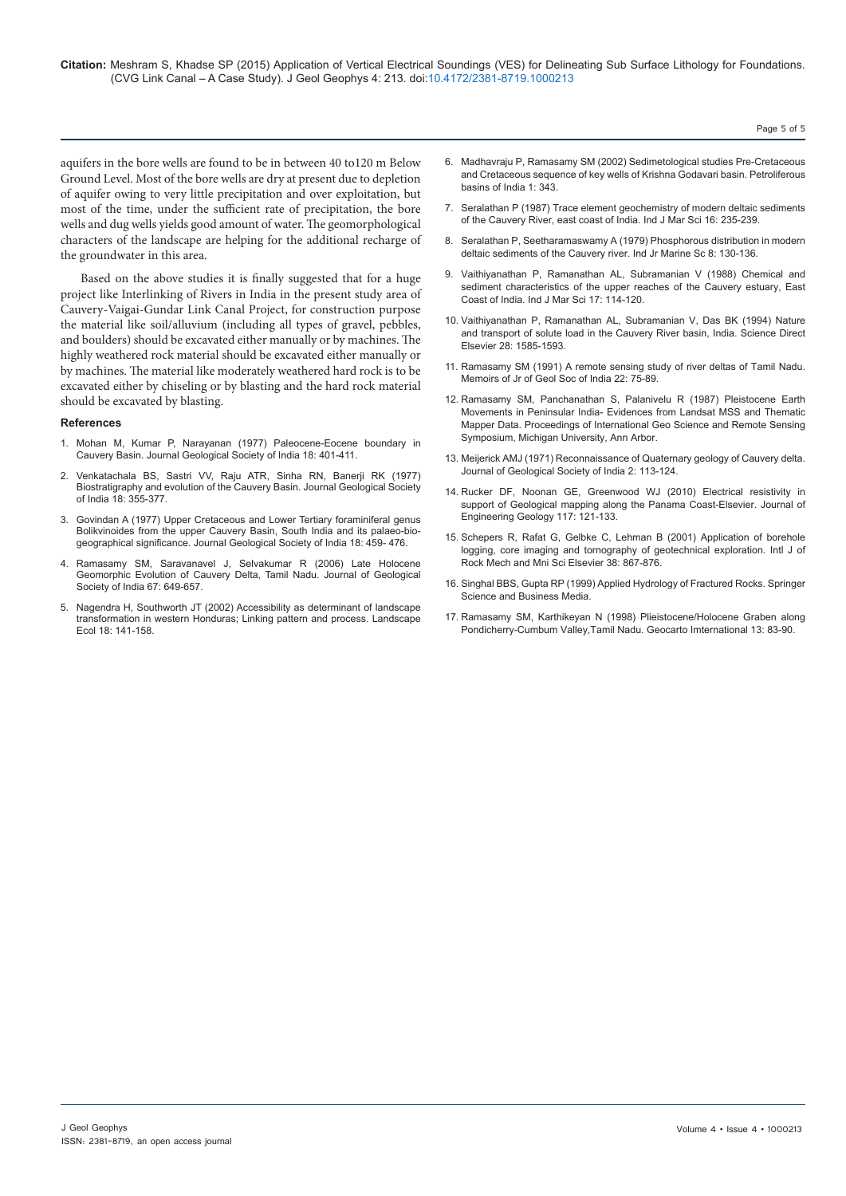aquifers in the bore wells are found to be in between 40 to120 m Below Ground Level. Most of the bore wells are dry at present due to depletion of aquifer owing to very little precipitation and over exploitation, but most of the time, under the sufficient rate of precipitation, the bore wells and dug wells yields good amount of water. The geomorphological characters of the landscape are helping for the additional recharge of the groundwater in this area.

Based on the above studies it is finally suggested that for a huge project like Interlinking of Rivers in India in the present study area of Cauvery-Vaigai-Gundar Link Canal Project, for construction purpose the material like soil/alluvium (including all types of gravel, pebbles, and boulders) should be excavated either manually or by machines. The highly weathered rock material should be excavated either manually or by machines. The material like moderately weathered hard rock is to be excavated either by chiseling or by blasting and the hard rock material should be excavated by blasting.

## References

1. Mohan M, Kumar P, Narayanan (1977) Paleocene-Eocene boundary in Cauvery Basin. Journal Geological Society of India 18: 401-411.
2. Venkatachala BS, Sastri VV, Raju ATR, Sinha RN, Banerji RK (1977) Biostratigraphy and evolution of the Cauvery Basin. Journal Geological Society of India 18: 355-377.
3. Govindan A (1977) Upper Cretaceous and Lower Tertiary foraminiferal genus Bolikvinoides from the upper Cauvery Basin, South India and its palaeo-bio-geographical significance. Journal Geological Society of India 18: 459- 476.
4. Ramasamy SM, Saravanavel J, Selvakumar R (2006) Late Holocene Geomorphic Evolution of Cauvery Delta, Tamil Nadu. Journal of Geological Society of India 67: 649-657.
5. Nagendra H, Southworth JT (2002) Accessibility as determinant of landscape transformation in western Honduras; Linking pattern and process. Landscape Ecol 18: 141-158.
6. Madhavraju P, Ramasamy SM (2002) Sedimetological studies Pre-Cretaceous and Cretaceous sequence of key wells of Krishna Godavari basin. Petroliferous basins of India 1: 343.
7. Seralathan P (1987) Trace element geochemistry of modern deltaic sediments of the Cauvery River, east coast of India. Ind J Mar Sci 16: 235-239.
8. Seralathan P, Seetharamaswamy A (1979) Phosphorous distribution in modern deltaic sediments of the Cauvery river. Ind Jr Marine Sc 8: 130-136.
9. Vaithiyanathan P, Ramanathan AL, Subramanian V (1988) Chemical and sediment characteristics of the upper reaches of the Cauvery estuary, East Coast of India. Ind J Mar Sci 17: 114-120.
10. Vaithiyanathan P, Ramanathan AL, Subramanian V, Das BK (1994) Nature and transport of solute load in the Cauvery River basin, India. Science Direct Elsevier 28: 1585-1593.
11. Ramasamy SM (1991) A remote sensing study of river deltas of Tamil Nadu. Memoirs of Jr of Geol Soc of India 22: 75-89.
12. Ramasamy SM, Panchanathan S, Palanivelu R (1987) Pleistocene Earth Movements in Peninsular India- Evidences from Landsat MSS and Thematic Mapper Data. Proceedings of International Geo Science and Remote Sensing Symposium, Michigan University, Ann Arbor.
13. Meijerick AMJ (1971) Reconnaissance of Quaternary geology of Cauvery delta. Journal of Geological Society of India 2: 113-124.
14. Rucker DF, Noonan GE, Greenwood WJ (2010) Electrical resistivity in support of Geological mapping along the Panama Coast-Elsevier. Journal of Engineering Geology 117: 121-133.
15. Schepers R, Rafat G, Gelbke C, Lehman B (2001) Application of borehole logging, core imaging and tornography of geotechnical exploration. Intl J of Rock Mech and Mni Sci Elsevier 38: 867-876.
16. Singhal BBS, Gupta RP (1999) Applied Hydrology of Fractured Rocks. Springer Science and Business Media.
17. Ramasamy SM, Karthikeyan N (1998) Plieistocene/Holocene Graben along Pondicherry-Cumbum Valley,Tamil Nadu. Geocarto Imternational 13: 83-90.